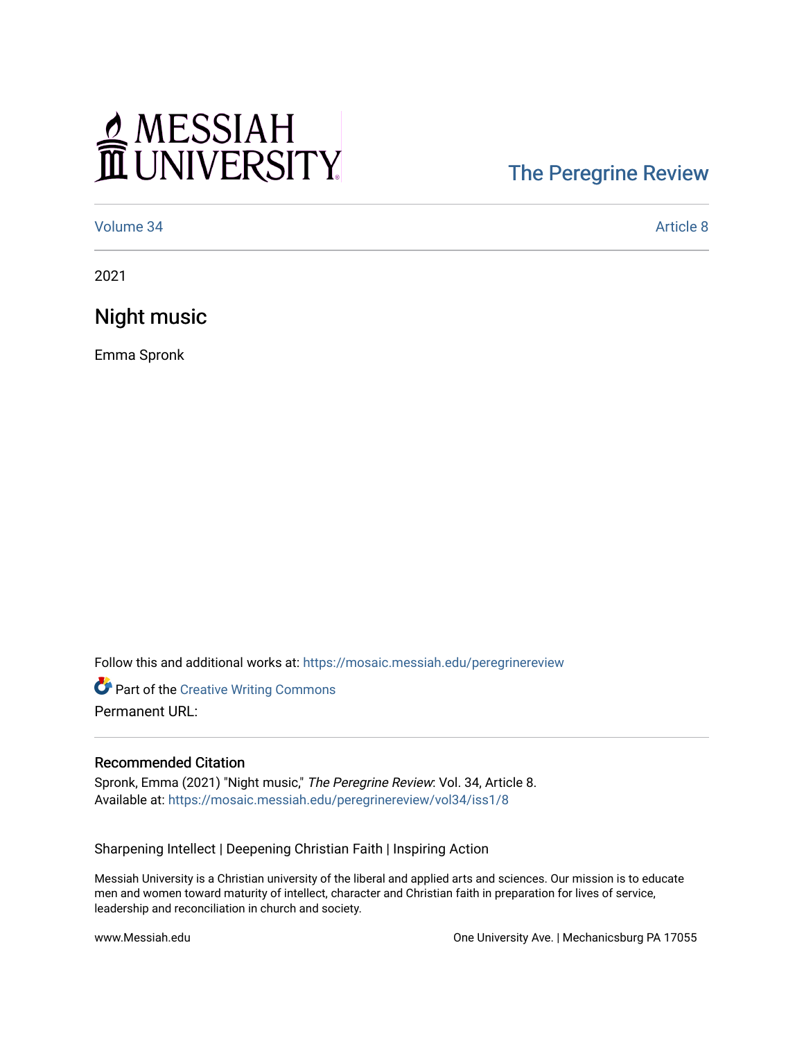MESSIAH UNIVERSITY

The Peregrine Review

Volume 34 | Article 8

2021

# Night music

Emma Spronk

Follow this and additional works at: https://mosaic.messiah.edu/peregrinereview

Part of the Creative Writing Commons

Permanent URL:

## Recommended Citation

Spronk, Emma (2021) "Night music," *The Peregrine Review*: Vol. 34, Article 8.
Available at: https://mosaic.messiah.edu/peregrinereview/vol34/iss1/8

Sharpening Intellect | Deepening Christian Faith | Inspiring Action

Messiah University is a Christian university of the liberal and applied arts and sciences. Our mission is to educate men and women toward maturity of intellect, character and Christian faith in preparation for lives of service, leadership and reconciliation in church and society.

www.Messiah.edu

One University Ave. | Mechanicsburg PA 17055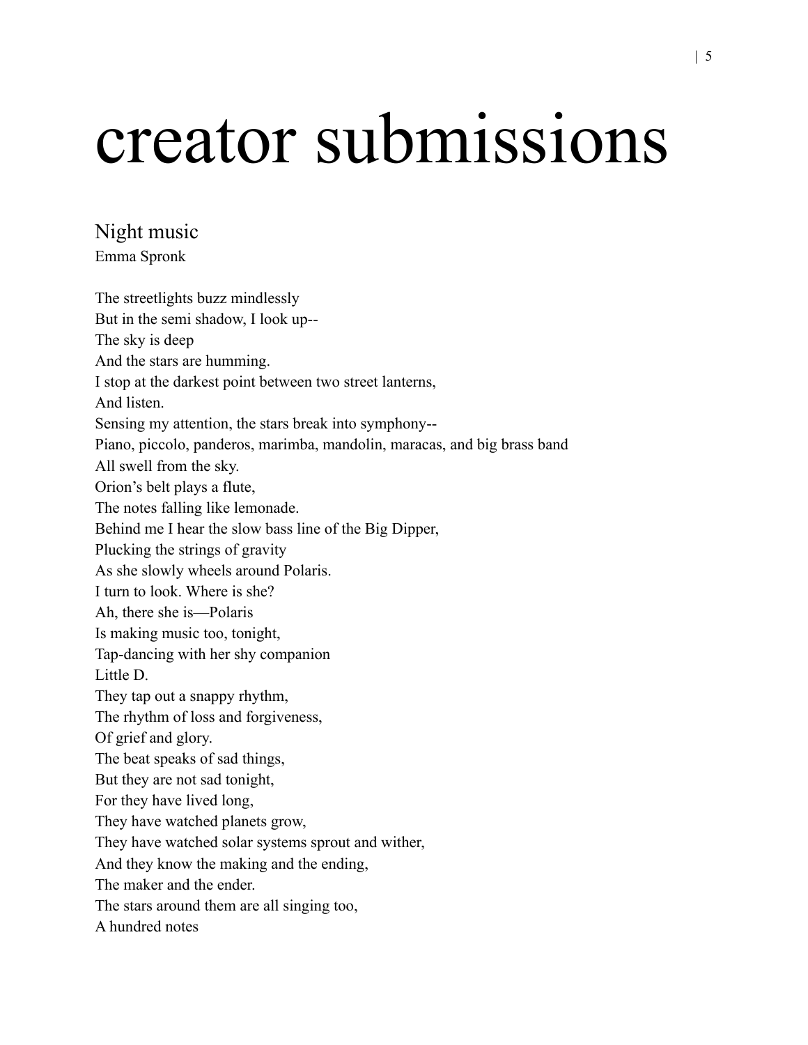# creator submissions

## Night music

Emma Spronk

The streetlights buzz mindlessly  
But in the semi shadow, I look up--  
The sky is deep  
And the stars are humming.  
I stop at the darkest point between two street lanterns,  
And listen.  
Sensing my attention, the stars break into symphony--  
Piano, piccolo, panderos, marimba, mandolin, maracas, and big brass band  
All swell from the sky.  
Orion's belt plays a flute,  
The notes falling like lemonade.  
Behind me I hear the slow bass line of the Big Dipper,  
Plucking the strings of gravity  
As she slowly wheels around Polaris.  
I turn to look. Where is she?  
Ah, there she is—Polaris  
Is making music too, tonight,  
Tap-dancing with her shy companion  
Little D.  
They tap out a snappy rhythm,  
The rhythm of loss and forgiveness,  
Of grief and glory.  
The beat speaks of sad things,  
But they are not sad tonight,  
For they have lived long,  
They have watched planets grow,  
They have watched solar systems sprout and wither,  
And they know the making and the ending,  
The maker and the ender.  
The stars around them are all singing too,  
A hundred notes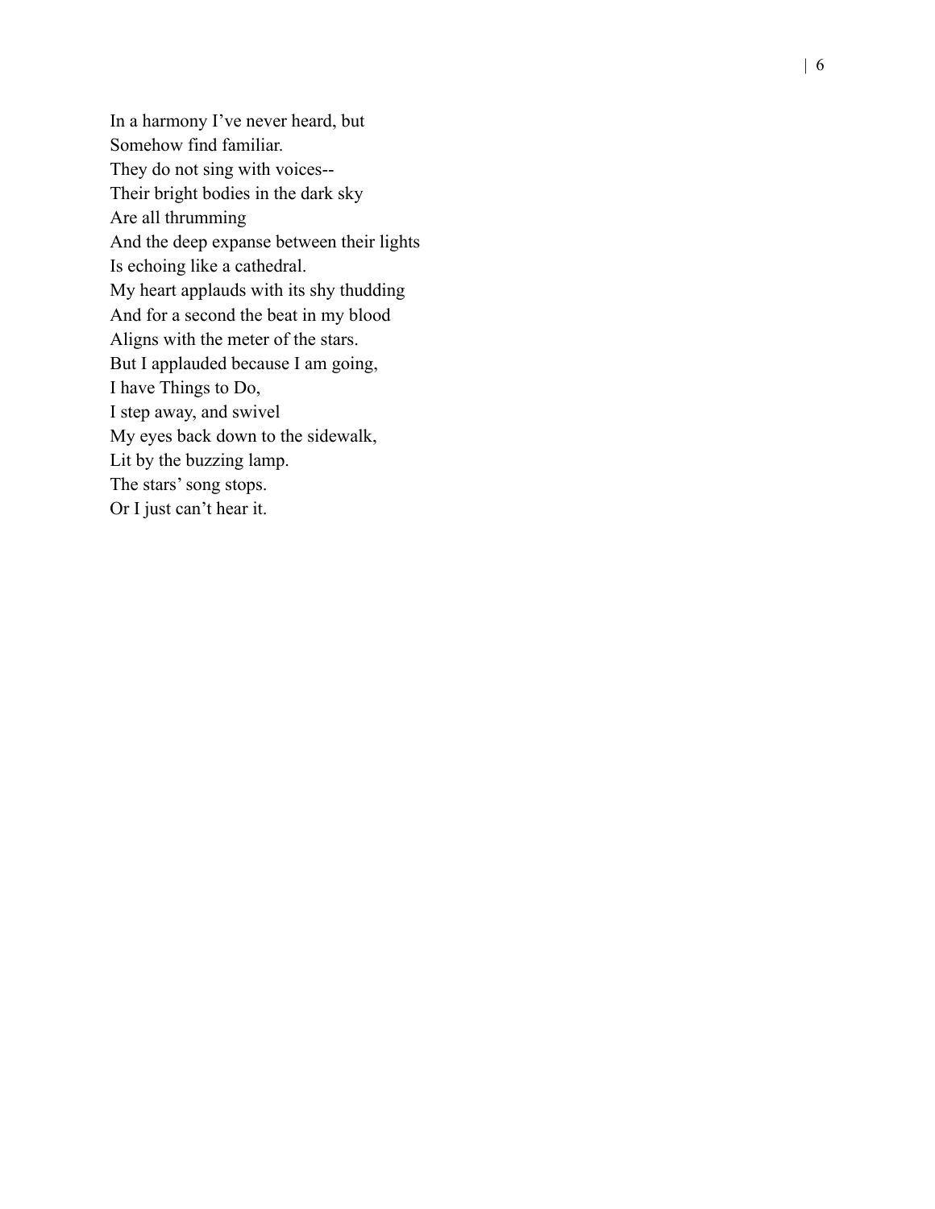In a harmony I've never heard, but  
Somehow find familiar.  
They do not sing with voices--  
Their bright bodies in the dark sky  
Are all thrumming  
And the deep expanse between their lights  
Is echoing like a cathedral.  
My heart applauds with its shy thudding  
And for a second the beat in my blood  
Aligns with the meter of the stars.  
But I applauded because I am going,  
I have Things to Do,  
I step away, and swivel  
My eyes back down to the sidewalk,  
Lit by the buzzing lamp.  
The stars' song stops.  
Or I just can't hear it.